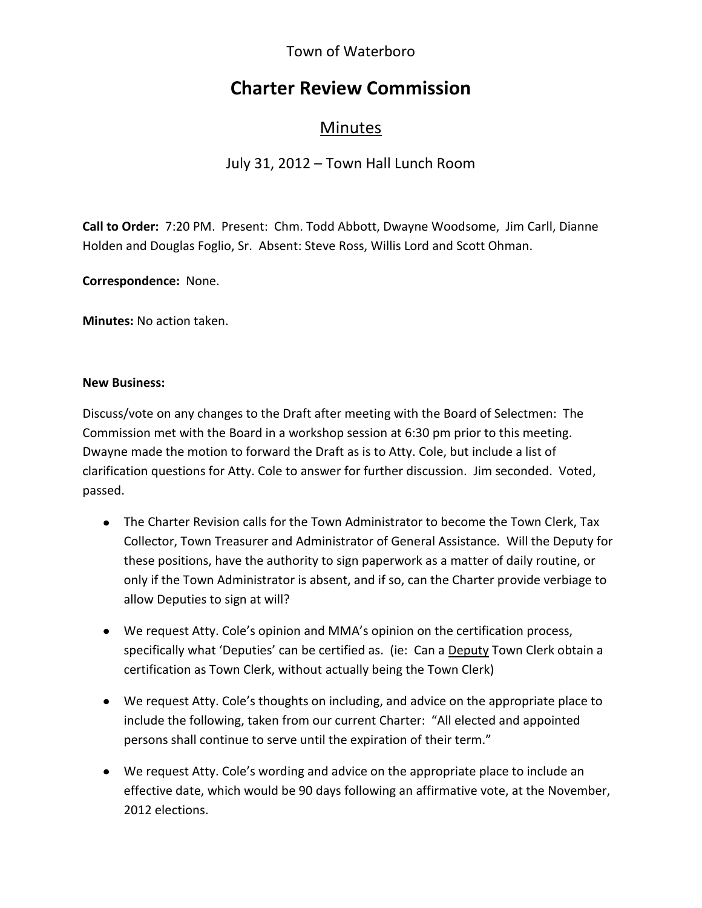Town of Waterboro

# Charter Review Commission

## Minutes

July 31, 2012 – Town Hall Lunch Room

**Call to Order:** 7:20 PM. Present: Chm. Todd Abbott, Dwayne Woodsome, Jim Carll, Dianne Holden and Douglas Foglio, Sr. Absent: Steve Ross, Willis Lord and Scott Ohman.

**Correspondence:** None.

**Minutes:** No action taken.

**New Business:**

Discuss/vote on any changes to the Draft after meeting with the Board of Selectmen: The Commission met with the Board in a workshop session at 6:30 pm prior to this meeting. Dwayne made the motion to forward the Draft as is to Atty. Cole, but include a list of clarification questions for Atty. Cole to answer for further discussion. Jim seconded. Voted, passed.

- The Charter Revision calls for the Town Administrator to become the Town Clerk, Tax Collector, Town Treasurer and Administrator of General Assistance. Will the Deputy for these positions, have the authority to sign paperwork as a matter of daily routine, or only if the Town Administrator is absent, and if so, can the Charter provide verbiage to allow Deputies to sign at will?
- We request Atty. Cole's opinion and MMA's opinion on the certification process, specifically what 'Deputies' can be certified as. (ie: Can a <u>Deputy</u> Town Clerk obtain a certification as Town Clerk, without actually being the Town Clerk)
- We request Atty. Cole's thoughts on including, and advice on the appropriate place to include the following, taken from our current Charter: "All elected and appointed persons shall continue to serve until the expiration of their term."
- We request Atty. Cole's wording and advice on the appropriate place to include an effective date, which would be 90 days following an affirmative vote, at the November, 2012 elections.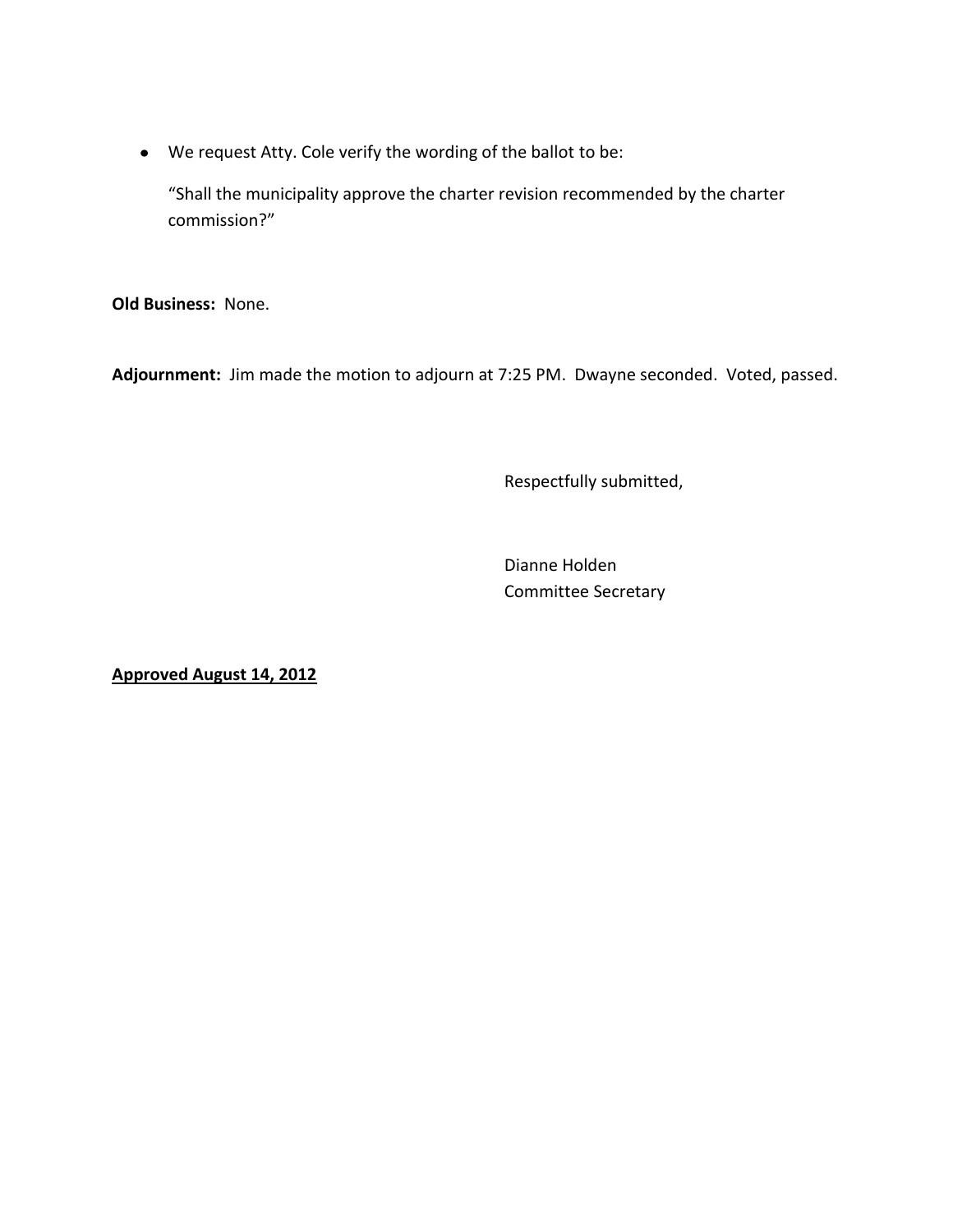- We request Atty. Cole verify the wording of the ballot to be:

  "Shall the municipality approve the charter revision recommended by the charter commission?"

**Old Business:** None.

**Adjournment:** Jim made the motion to adjourn at 7:25 PM. Dwayne seconded. Voted, passed.

Respectfully submitted,

Dianne Holden
Committee Secretary

**Approved August 14, 2012**